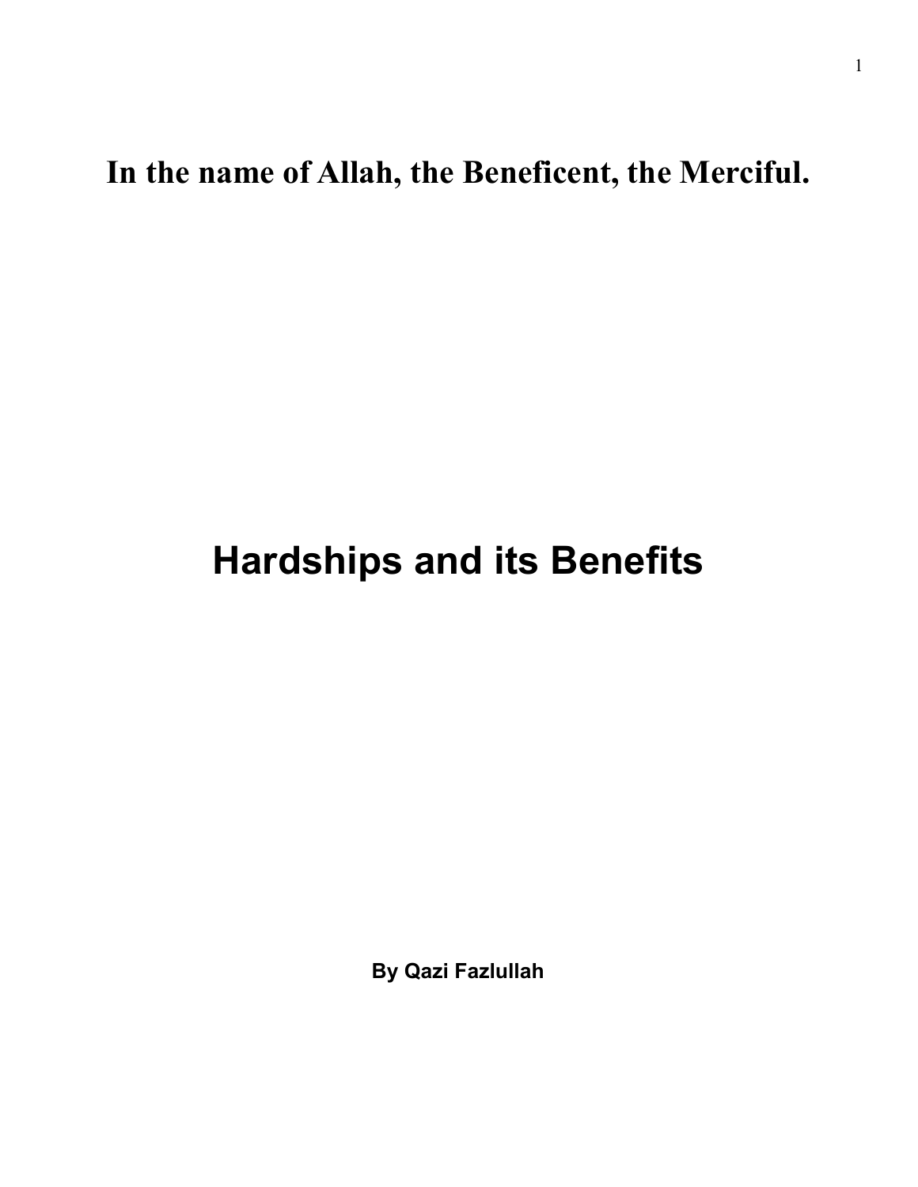**In the name of Allah, the Beneficent, the Merciful.**

# Hardships and its Benefits

**By Qazi Fazlullah**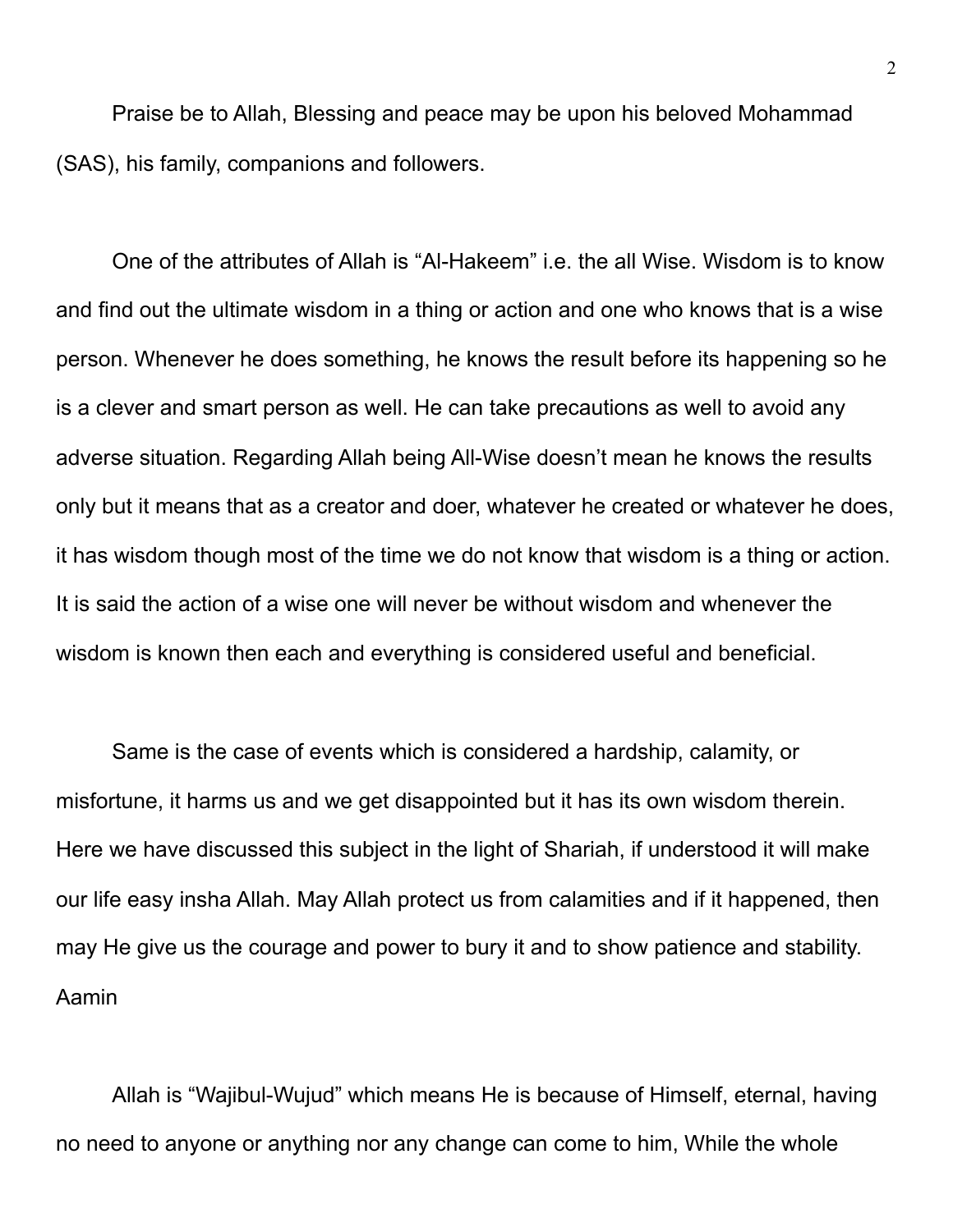Praise be to Allah, Blessing and peace may be upon his beloved Mohammad (SAS), his family, companions and followers.

One of the attributes of Allah is "Al-Hakeem" i.e. the all Wise. Wisdom is to know and find out the ultimate wisdom in a thing or action and one who knows that is a wise person. Whenever he does something, he knows the result before its happening so he is a clever and smart person as well. He can take precautions as well to avoid any adverse situation. Regarding Allah being All-Wise doesn't mean he knows the results only but it means that as a creator and doer, whatever he created or whatever he does, it has wisdom though most of the time we do not know that wisdom is a thing or action. It is said the action of a wise one will never be without wisdom and whenever the wisdom is known then each and everything is considered useful and beneficial.

Same is the case of events which is considered a hardship, calamity, or misfortune, it harms us and we get disappointed but it has its own wisdom therein. Here we have discussed this subject in the light of Shariah, if understood it will make our life easy insha Allah. May Allah protect us from calamities and if it happened, then may He give us the courage and power to bury it and to show patience and stability. Aamin

Allah is "Wajibul-Wujud" which means He is because of Himself, eternal, having no need to anyone or anything nor any change can come to him, While the whole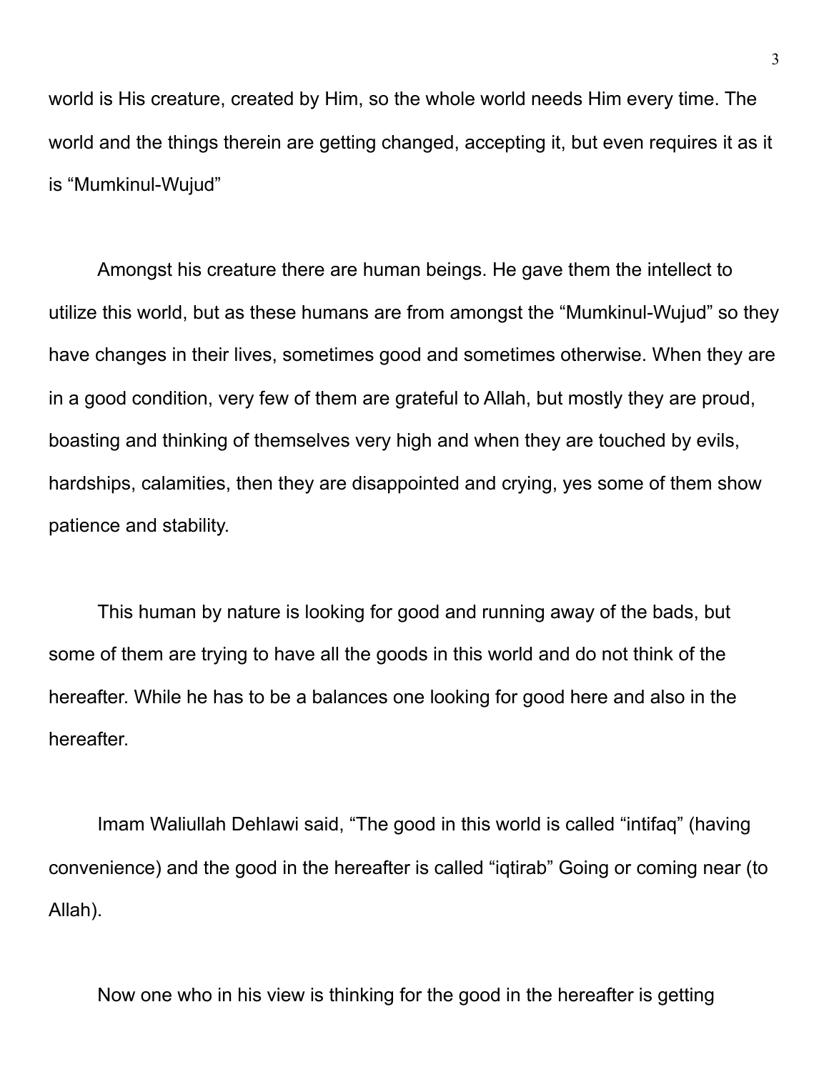world is His creature, created by Him, so the whole world needs Him every time. The world and the things therein are getting changed, accepting it, but even requires it as it is “Mumkinul-Wujud”

Amongst his creature there are human beings. He gave them the intellect to utilize this world, but as these humans are from amongst the “Mumkinul-Wujud” so they have changes in their lives, sometimes good and sometimes otherwise. When they are in a good condition, very few of them are grateful to Allah, but mostly they are proud, boasting and thinking of themselves very high and when they are touched by evils, hardships, calamities, then they are disappointed and crying, yes some of them show patience and stability.

This human by nature is looking for good and running away of the bads, but some of them are trying to have all the goods in this world and do not think of the hereafter. While he has to be a balances one looking for good here and also in the hereafter.

Imam Waliullah Dehlawi said, “The good in this world is called “intifaq” (having convenience) and the good in the hereafter is called “iqtirab” Going or coming near (to Allah).

Now one who in his view is thinking for the good in the hereafter is getting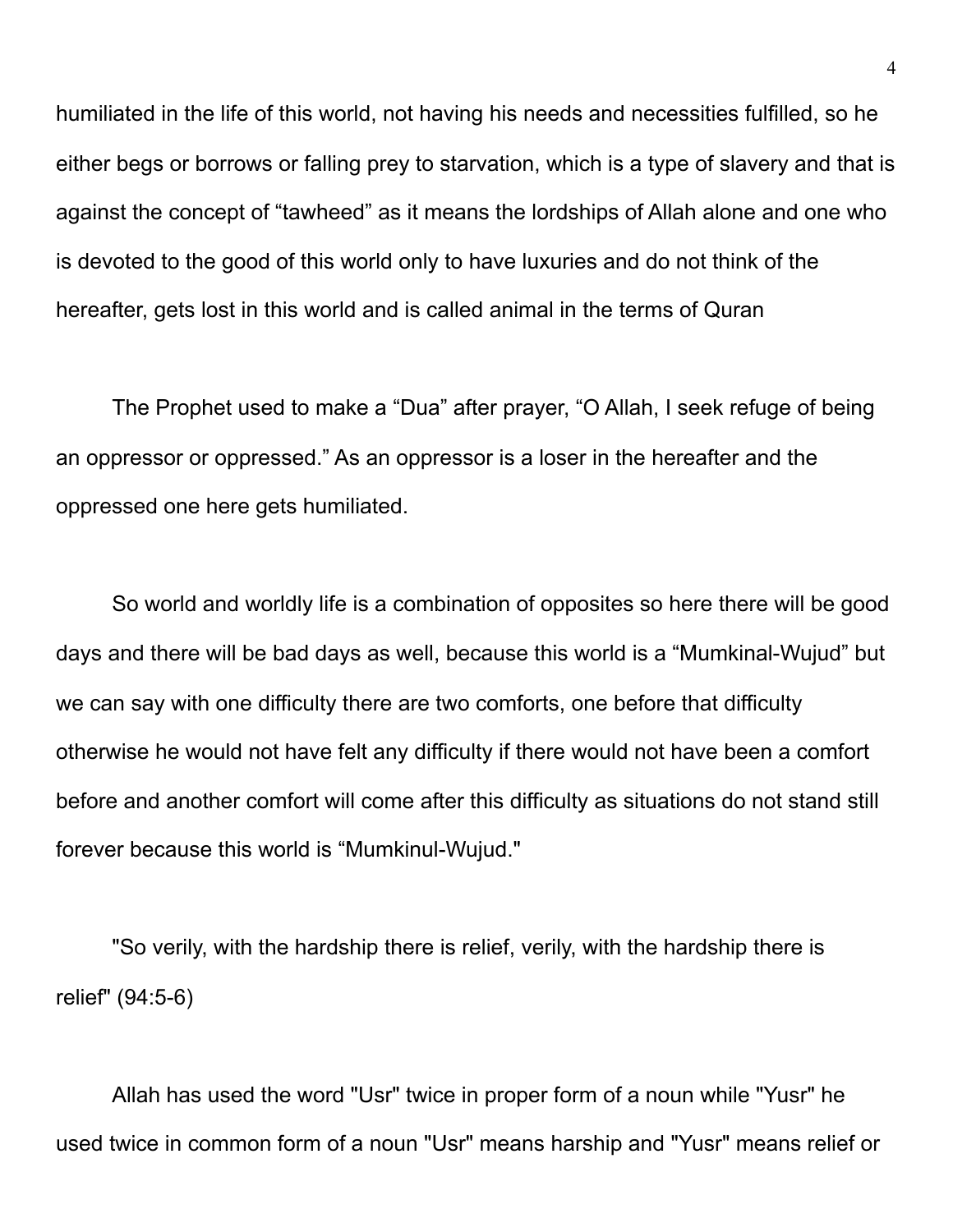humiliated in the life of this world, not having his needs and necessities fulfilled, so he either begs or borrows or falling prey to starvation, which is a type of slavery and that is against the concept of “tawheed” as it means the lordships of Allah alone and one who is devoted to the good of this world only to have luxuries and do not think of the hereafter, gets lost in this world and is called animal in the terms of Quran

The Prophet used to make a “Dua” after prayer, “O Allah, I seek refuge of being an oppressor or oppressed.” As an oppressor is a loser in the hereafter and the oppressed one here gets humiliated.

So world and worldly life is a combination of opposites so here there will be good days and there will be bad days as well, because this world is a “Mumkinal-Wujud” but we can say with one difficulty there are two comforts, one before that difficulty otherwise he would not have felt any difficulty if there would not have been a comfort before and another comfort will come after this difficulty as situations do not stand still forever because this world is “Mumkinul-Wujud."

"So verily, with the hardship there is relief, verily, with the hardship there is relief" (94:5-6)

Allah has used the word "Usr" twice in proper form of a noun while "Yusr" he used twice in common form of a noun "Usr" means harship and "Yusr" means relief or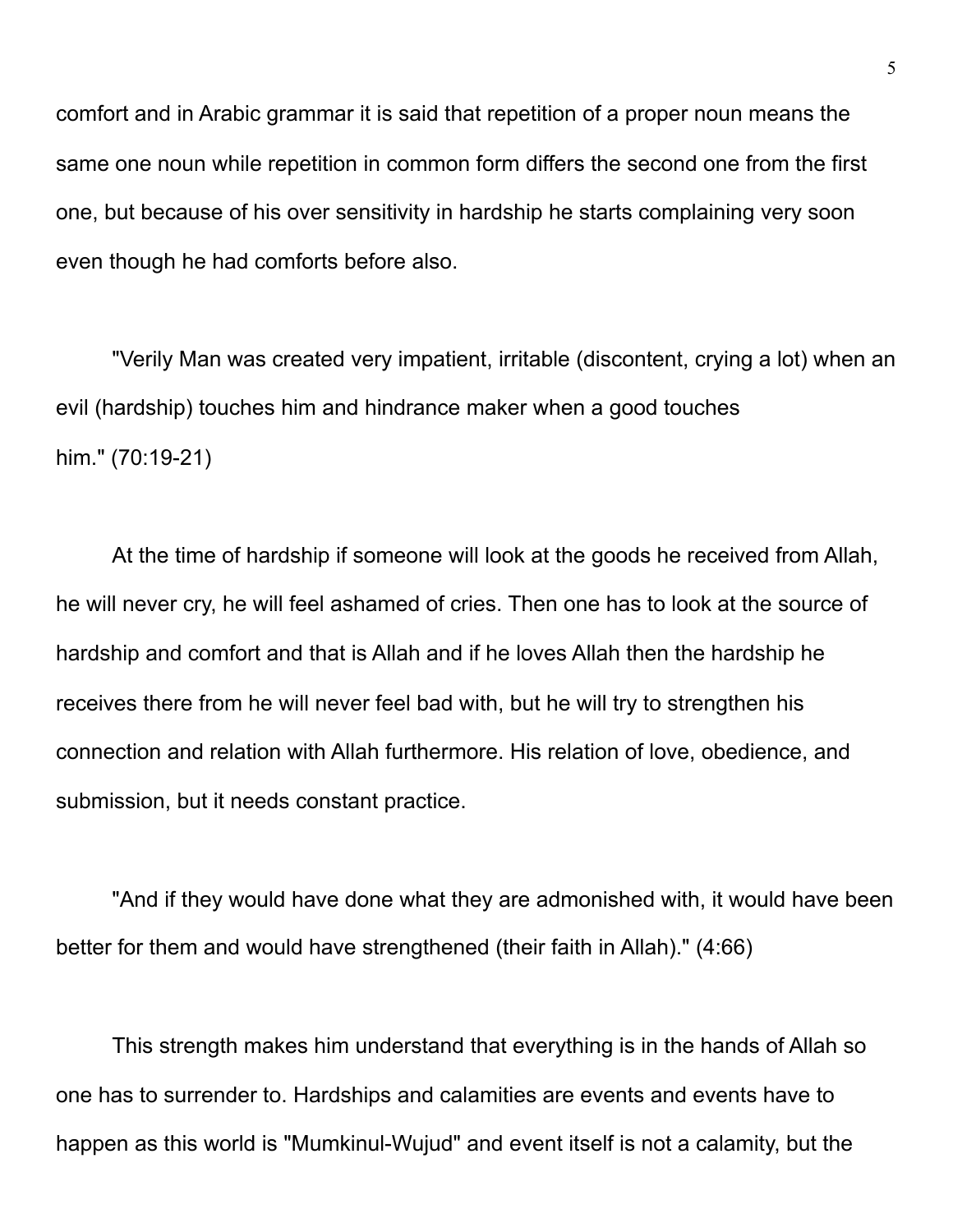comfort and in Arabic grammar it is said that repetition of a proper noun means the same one noun while repetition in common form differs the second one from the first one, but because of his over sensitivity in hardship he starts complaining very soon even though he had comforts before also.

"Verily Man was created very impatient, irritable (discontent, crying a lot) when an evil (hardship) touches him and hindrance maker when a good touches him." (70:19-21)

At the time of hardship if someone will look at the goods he received from Allah, he will never cry, he will feel ashamed of cries. Then one has to look at the source of hardship and comfort and that is Allah and if he loves Allah then the hardship he receives there from he will never feel bad with, but he will try to strengthen his connection and relation with Allah furthermore. His relation of love, obedience, and submission, but it needs constant practice.

"And if they would have done what they are admonished with, it would have been better for them and would have strengthened (their faith in Allah)." (4:66)

This strength makes him understand that everything is in the hands of Allah so one has to surrender to. Hardships and calamities are events and events have to happen as this world is "Mumkinul-Wujud" and event itself is not a calamity, but the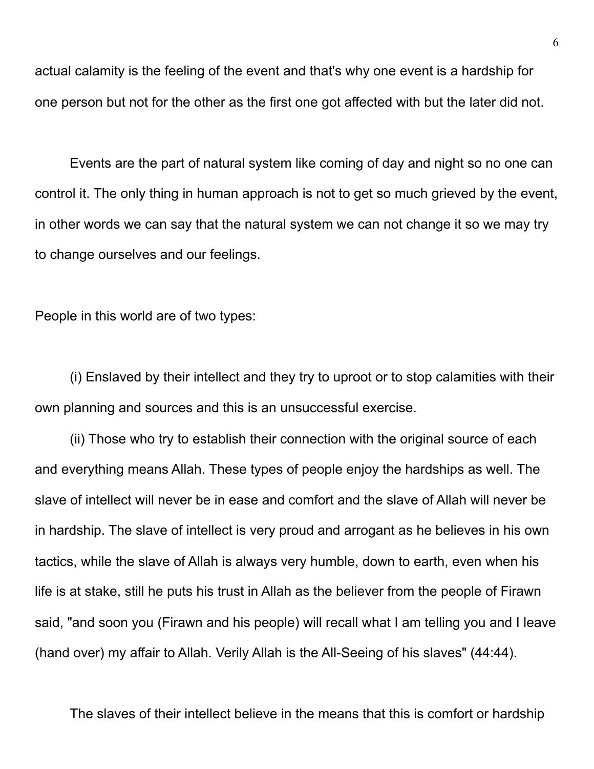actual calamity is the feeling of the event and that's why one event is a hardship for one person but not for the other as the first one got affected with but the later did not.

Events are the part of natural system like coming of day and night so no one can control it. The only thing in human approach is not to get so much grieved by the event, in other words we can say that the natural system we can not change it so we may try to change ourselves and our feelings.

People in this world are of two types:

(i) Enslaved by their intellect and they try to uproot or to stop calamities with their own planning and sources and this is an unsuccessful exercise.

(ii) Those who try to establish their connection with the original source of each and everything means Allah. These types of people enjoy the hardships as well. The slave of intellect will never be in ease and comfort and the slave of Allah will never be in hardship. The slave of intellect is very proud and arrogant as he believes in his own tactics, while the slave of Allah is always very humble, down to earth, even when his life is at stake, still he puts his trust in Allah as the believer from the people of Firawn said, "and soon you (Firawn and his people) will recall what I am telling you and I leave (hand over) my affair to Allah. Verily Allah is the All-Seeing of his slaves" (44:44).

The slaves of their intellect believe in the means that this is comfort or hardship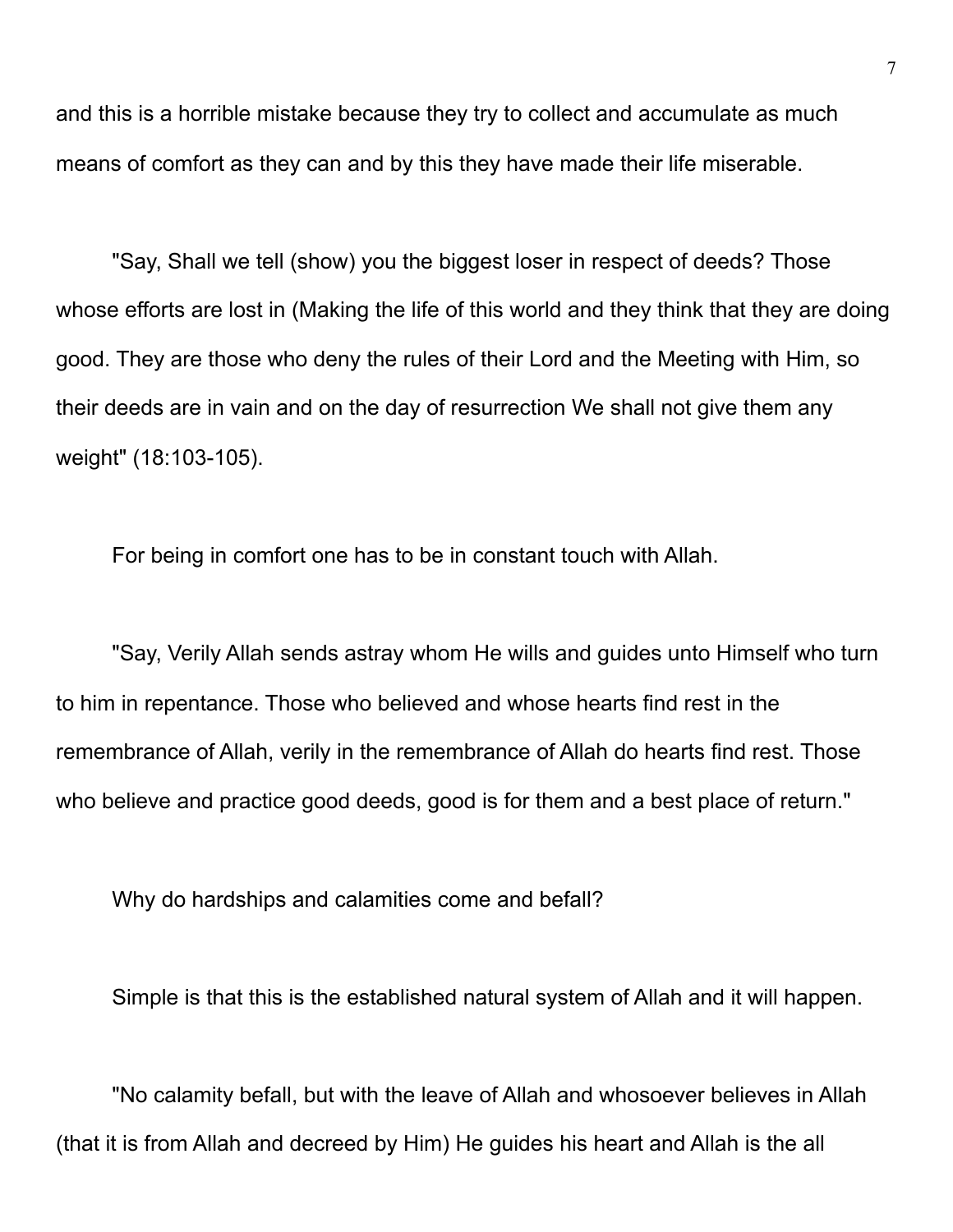and this is a horrible mistake because they try to collect and accumulate as much means of comfort as they can and by this they have made their life miserable.

"Say, Shall we tell (show) you the biggest loser in respect of deeds? Those whose efforts are lost in (Making the life of this world and they think that they are doing good. They are those who deny the rules of their Lord and the Meeting with Him, so their deeds are in vain and on the day of resurrection We shall not give them any weight" (18:103-105).

For being in comfort one has to be in constant touch with Allah.

"Say, Verily Allah sends astray whom He wills and guides unto Himself who turn to him in repentance. Those who believed and whose hearts find rest in the remembrance of Allah, verily in the remembrance of Allah do hearts find rest. Those who believe and practice good deeds, good is for them and a best place of return."

Why do hardships and calamities come and befall?

Simple is that this is the established natural system of Allah and it will happen.

"No calamity befall, but with the leave of Allah and whosoever believes in Allah (that it is from Allah and decreed by Him) He guides his heart and Allah is the all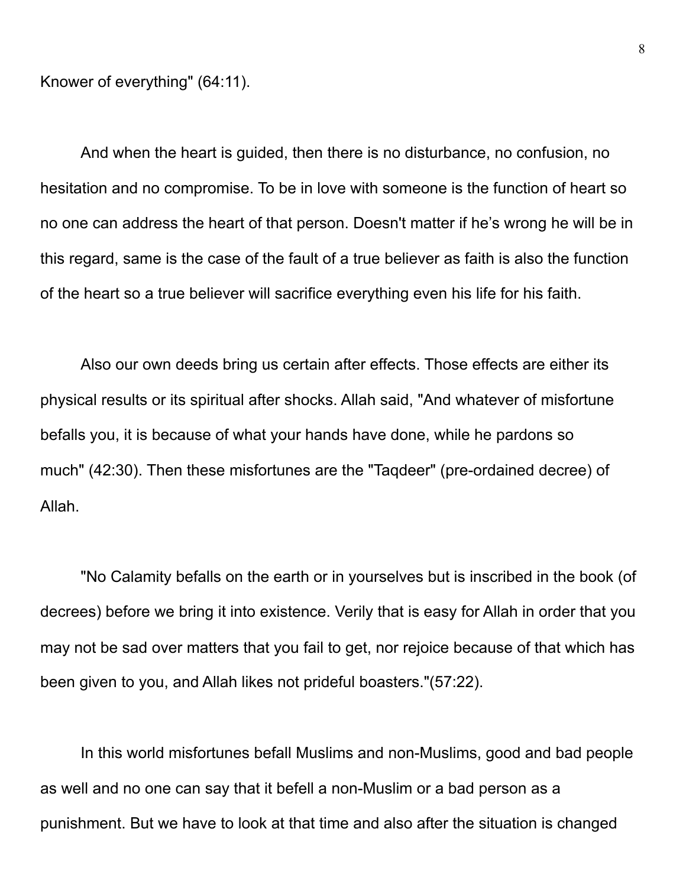Knower of everything" (64:11).

And when the heart is guided, then there is no disturbance, no confusion, no hesitation and no compromise. To be in love with someone is the function of heart so no one can address the heart of that person. Doesn't matter if he's wrong he will be in this regard, same is the case of the fault of a true believer as faith is also the function of the heart so a true believer will sacrifice everything even his life for his faith.

Also our own deeds bring us certain after effects. Those effects are either its physical results or its spiritual after shocks. Allah said, "And whatever of misfortune befalls you, it is because of what your hands have done, while he pardons so much" (42:30). Then these misfortunes are the "Taqdeer" (pre-ordained decree) of Allah.

"No Calamity befalls on the earth or in yourselves but is inscribed in the book (of decrees) before we bring it into existence. Verily that is easy for Allah in order that you may not be sad over matters that you fail to get, nor rejoice because of that which has been given to you, and Allah likes not prideful boasters."(57:22).

In this world misfortunes befall Muslims and non-Muslims, good and bad people as well and no one can say that it befell a non-Muslim or a bad person as a punishment. But we have to look at that time and also after the situation is changed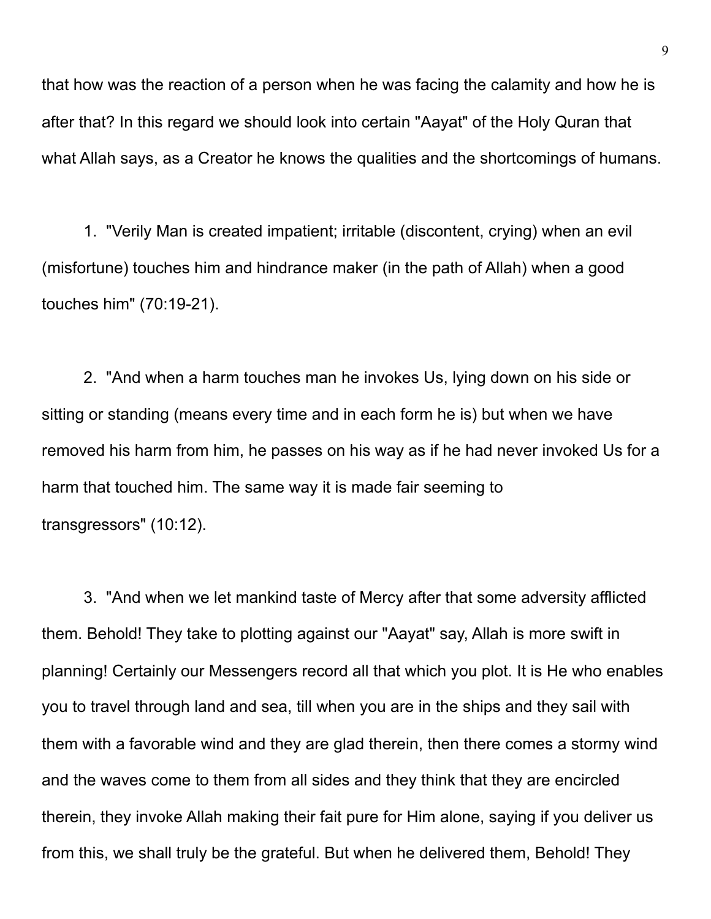that how was the reaction of a person when he was facing the calamity and how he is after that? In this regard we should look into certain "Aayat" of the Holy Quran that what Allah says, as a Creator he knows the qualities and the shortcomings of humans.

1. "Verily Man is created impatient; irritable (discontent, crying) when an evil (misfortune) touches him and hindrance maker (in the path of Allah) when a good touches him" (70:19-21).

2. "And when a harm touches man he invokes Us, lying down on his side or sitting or standing (means every time and in each form he is) but when we have removed his harm from him, he passes on his way as if he had never invoked Us for a harm that touched him. The same way it is made fair seeming to transgressors" (10:12).

3. "And when we let mankind taste of Mercy after that some adversity afflicted them. Behold! They take to plotting against our "Aayat" say, Allah is more swift in planning! Certainly our Messengers record all that which you plot. It is He who enables you to travel through land and sea, till when you are in the ships and they sail with them with a favorable wind and they are glad therein, then there comes a stormy wind and the waves come to them from all sides and they think that they are encircled therein, they invoke Allah making their fait pure for Him alone, saying if you deliver us from this, we shall truly be the grateful. But when he delivered them, Behold! They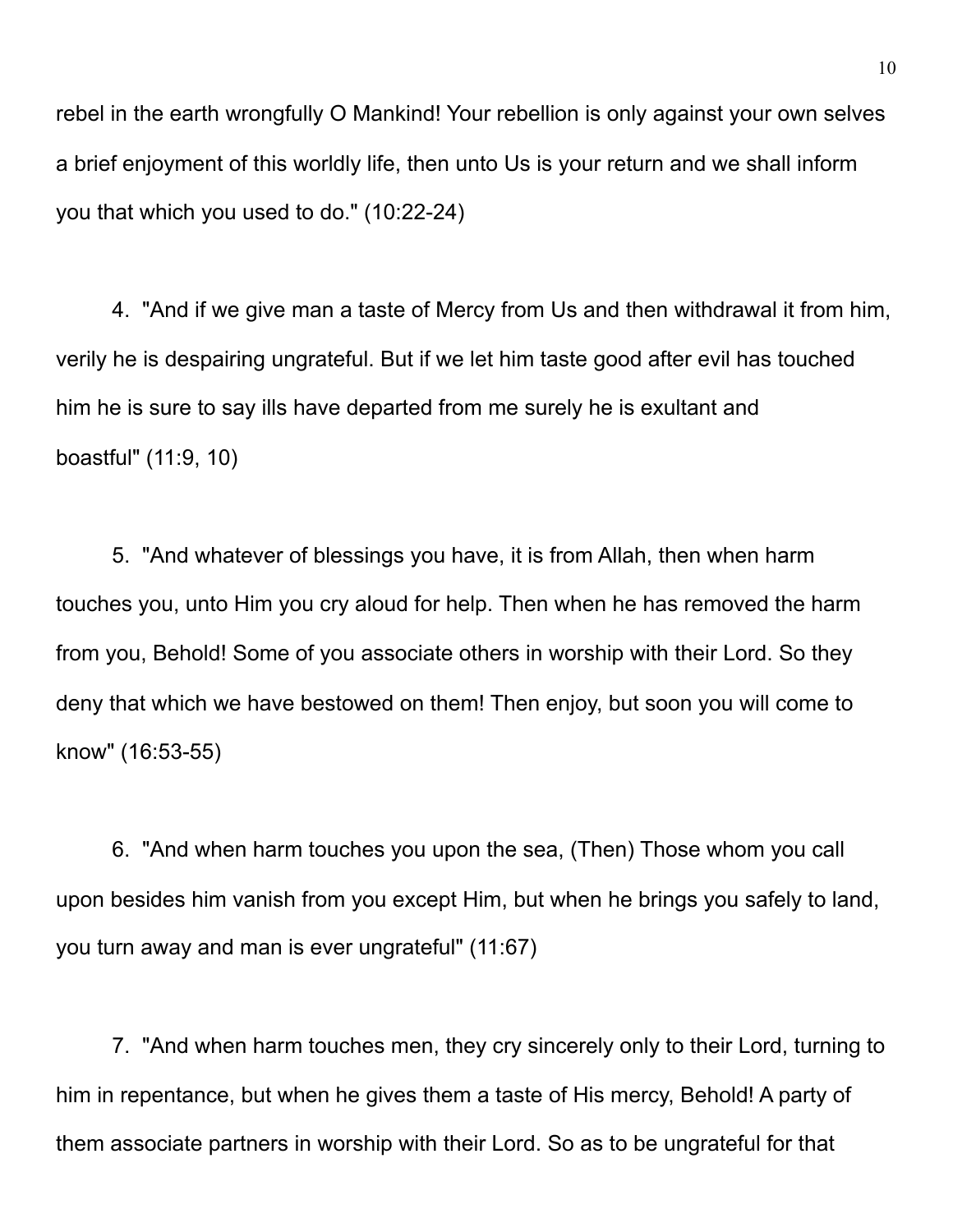rebel in the earth wrongfully O Mankind! Your rebellion is only against your own selves a brief enjoyment of this worldly life, then unto Us is your return and we shall inform you that which you used to do." (10:22-24)

4. "And if we give man a taste of Mercy from Us and then withdrawal it from him, verily he is despairing ungrateful. But if we let him taste good after evil has touched him he is sure to say ills have departed from me surely he is exultant and boastful" (11:9, 10)

5. "And whatever of blessings you have, it is from Allah, then when harm touches you, unto Him you cry aloud for help. Then when he has removed the harm from you, Behold! Some of you associate others in worship with their Lord. So they deny that which we have bestowed on them! Then enjoy, but soon you will come to know" (16:53-55)

6. "And when harm touches you upon the sea, (Then) Those whom you call upon besides him vanish from you except Him, but when he brings you safely to land, you turn away and man is ever ungrateful" (11:67)

7. "And when harm touches men, they cry sincerely only to their Lord, turning to him in repentance, but when he gives them a taste of His mercy, Behold! A party of them associate partners in worship with their Lord. So as to be ungrateful for that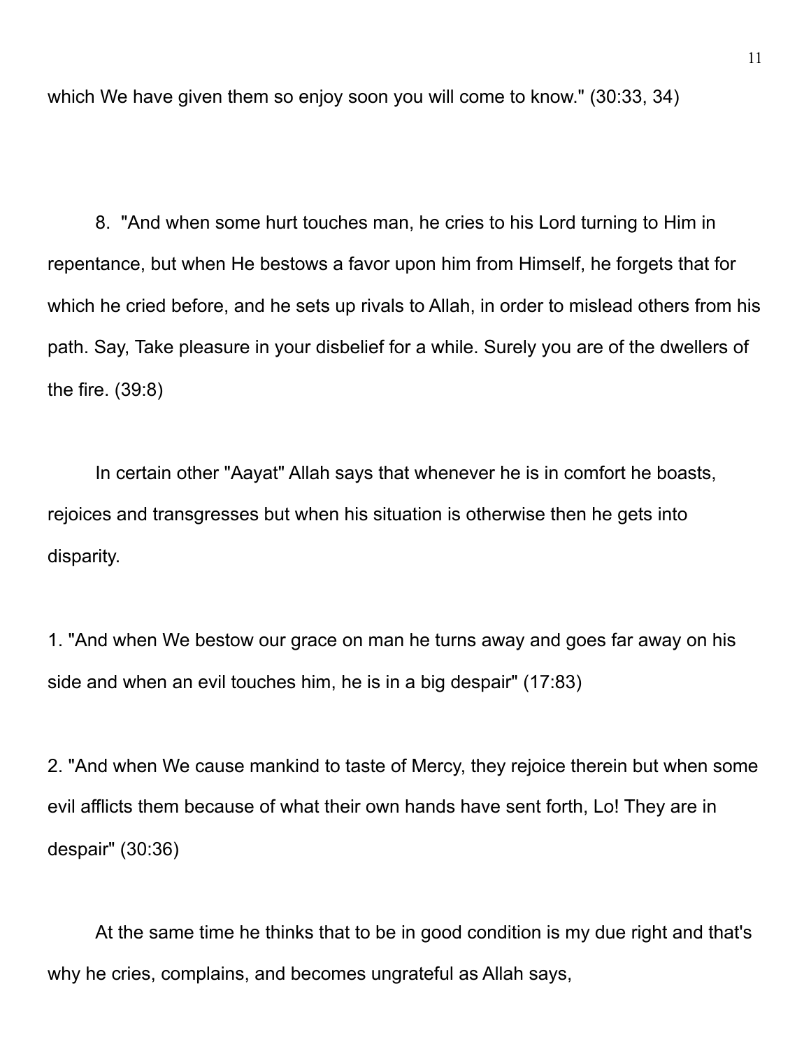which We have given them so enjoy soon you will come to know." (30:33, 34)

8. "And when some hurt touches man, he cries to his Lord turning to Him in repentance, but when He bestows a favor upon him from Himself, he forgets that for which he cried before, and he sets up rivals to Allah, in order to mislead others from his path. Say, Take pleasure in your disbelief for a while. Surely you are of the dwellers of the fire. (39:8)

In certain other "Aayat" Allah says that whenever he is in comfort he boasts, rejoices and transgresses but when his situation is otherwise then he gets into disparity.

1. "And when We bestow our grace on man he turns away and goes far away on his side and when an evil touches him, he is in a big despair" (17:83)

2. "And when We cause mankind to taste of Mercy, they rejoice therein but when some evil afflicts them because of what their own hands have sent forth, Lo! They are in despair" (30:36)

At the same time he thinks that to be in good condition is my due right and that's why he cries, complains, and becomes ungrateful as Allah says,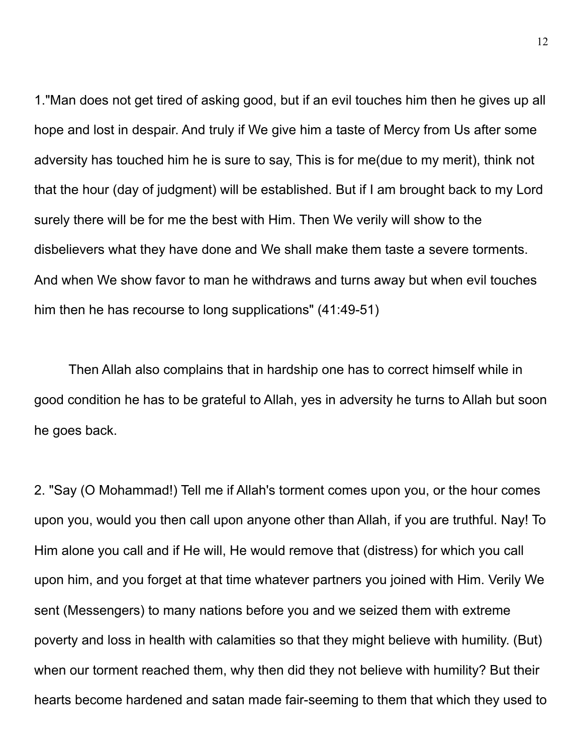1."Man does not get tired of asking good, but if an evil touches him then he gives up all hope and lost in despair. And truly if We give him a taste of Mercy from Us after some adversity has touched him he is sure to say, This is for me(due to my merit), think not that the hour (day of judgment) will be established. But if I am brought back to my Lord surely there will be for me the best with Him. Then We verily will show to the disbelievers what they have done and We shall make them taste a severe torments. And when We show favor to man he withdraws and turns away but when evil touches him then he has recourse to long supplications" (41:49-51)

Then Allah also complains that in hardship one has to correct himself while in good condition he has to be grateful to Allah, yes in adversity he turns to Allah but soon he goes back.

2. "Say (O Mohammad!) Tell me if Allah's torment comes upon you, or the hour comes upon you, would you then call upon anyone other than Allah, if you are truthful. Nay! To Him alone you call and if He will, He would remove that (distress) for which you call upon him, and you forget at that time whatever partners you joined with Him. Verily We sent (Messengers) to many nations before you and we seized them with extreme poverty and loss in health with calamities so that they might believe with humility. (But) when our torment reached them, why then did they not believe with humility? But their hearts become hardened and satan made fair-seeming to them that which they used to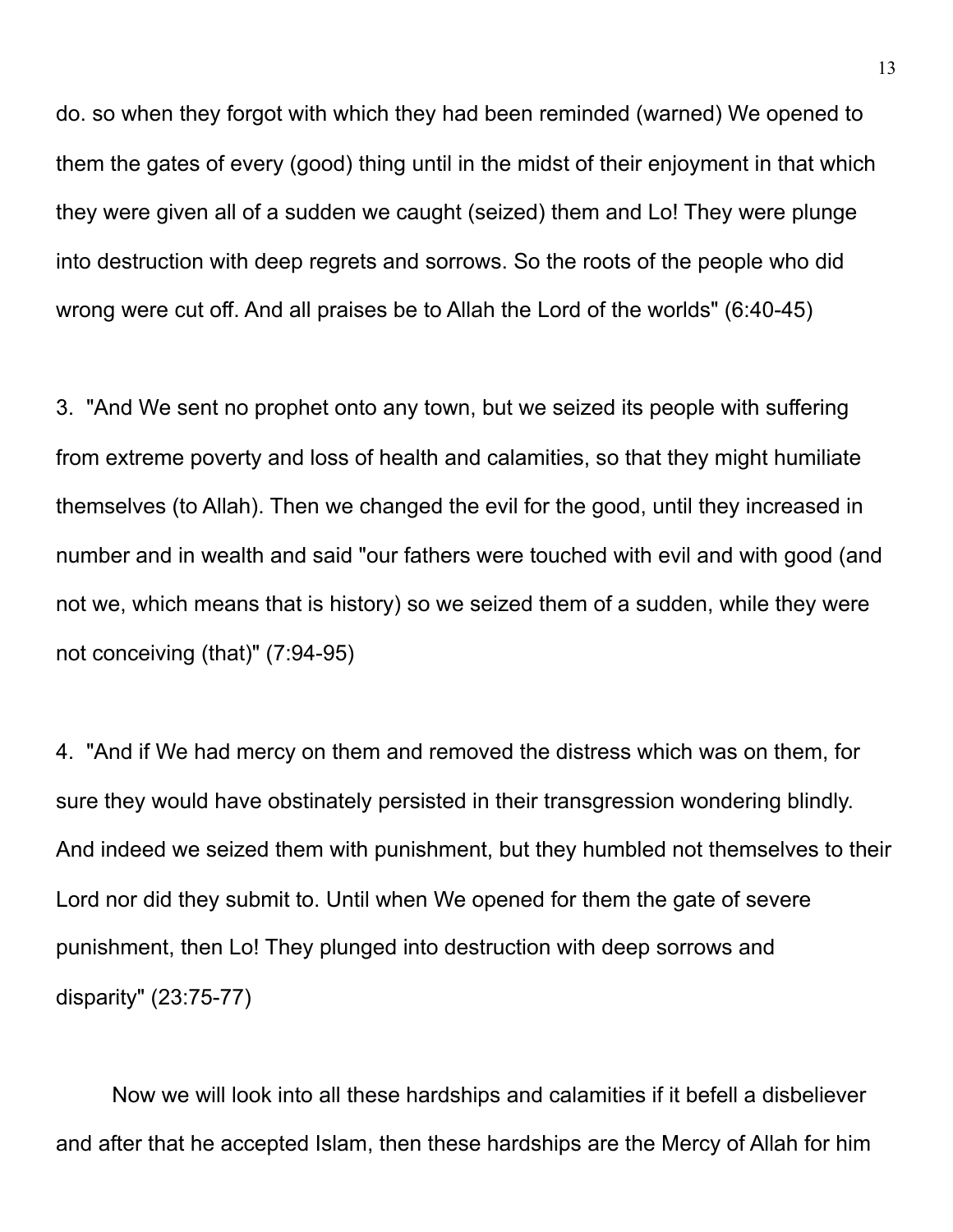do. so when they forgot with which they had been reminded (warned) We opened to them the gates of every (good) thing until in the midst of their enjoyment in that which they were given all of a sudden we caught (seized) them and Lo! They were plunge into destruction with deep regrets and sorrows. So the roots of the people who did wrong were cut off. And all praises be to Allah the Lord of the worlds" (6:40-45)

3. "And We sent no prophet onto any town, but we seized its people with suffering from extreme poverty and loss of health and calamities, so that they might humiliate themselves (to Allah). Then we changed the evil for the good, until they increased in number and in wealth and said "our fathers were touched with evil and with good (and not we, which means that is history) so we seized them of a sudden, while they were not conceiving (that)" (7:94-95)

4. "And if We had mercy on them and removed the distress which was on them, for sure they would have obstinately persisted in their transgression wondering blindly. And indeed we seized them with punishment, but they humbled not themselves to their Lord nor did they submit to. Until when We opened for them the gate of severe punishment, then Lo! They plunged into destruction with deep sorrows and disparity" (23:75-77)

Now we will look into all these hardships and calamities if it befell a disbeliever and after that he accepted Islam, then these hardships are the Mercy of Allah for him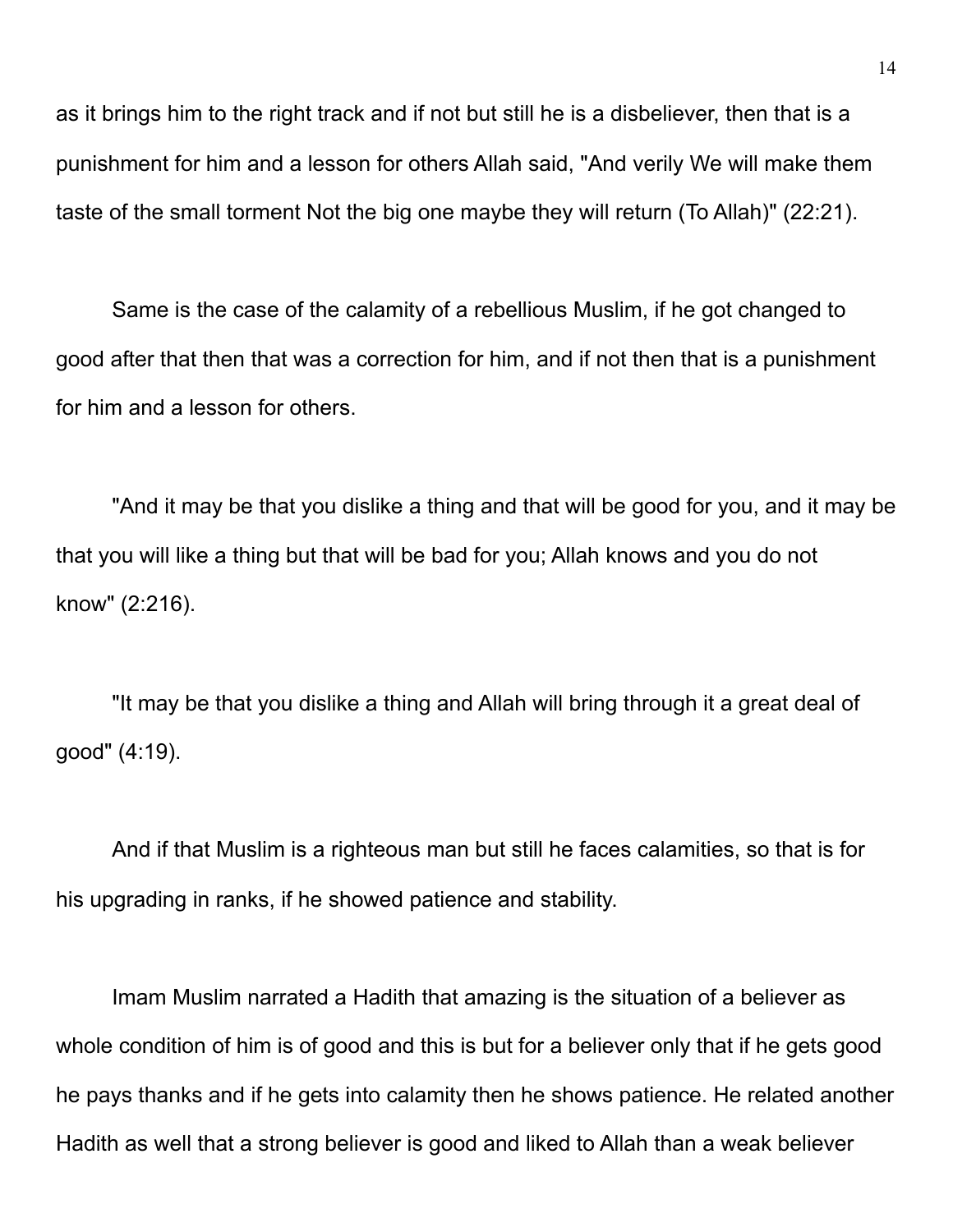as it brings him to the right track and if not but still he is a disbeliever, then that is a punishment for him and a lesson for others Allah said, "And verily We will make them taste of the small torment Not the big one maybe they will return (To Allah)" (22:21).

Same is the case of the calamity of a rebellious Muslim, if he got changed to good after that then that was a correction for him, and if not then that is a punishment for him and a lesson for others.

"And it may be that you dislike a thing and that will be good for you, and it may be that you will like a thing but that will be bad for you; Allah knows and you do not know" (2:216).

"It may be that you dislike a thing and Allah will bring through it a great deal of good" (4:19).

And if that Muslim is a righteous man but still he faces calamities, so that is for his upgrading in ranks, if he showed patience and stability.

Imam Muslim narrated a Hadith that amazing is the situation of a believer as whole condition of him is of good and this is but for a believer only that if he gets good he pays thanks and if he gets into calamity then he shows patience. He related another Hadith as well that a strong believer is good and liked to Allah than a weak believer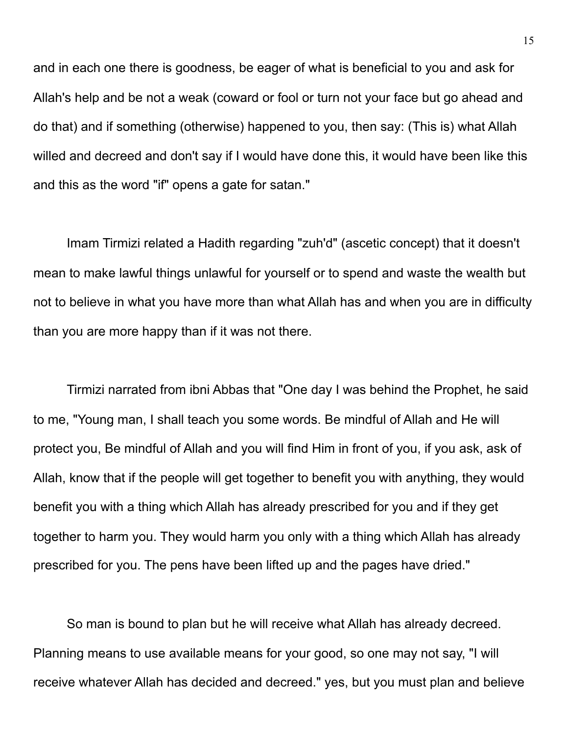and in each one there is goodness, be eager of what is beneficial to you and ask for Allah's help and be not a weak (coward or fool or turn not your face but go ahead and do that) and if something (otherwise) happened to you, then say: (This is) what Allah willed and decreed and don't say if I would have done this, it would have been like this and this as the word "if" opens a gate for satan."

Imam Tirmizi related a Hadith regarding "zuh'd" (ascetic concept) that it doesn't mean to make lawful things unlawful for yourself or to spend and waste the wealth but not to believe in what you have more than what Allah has and when you are in difficulty than you are more happy than if it was not there.

Tirmizi narrated from ibni Abbas that "One day I was behind the Prophet, he said to me, "Young man, I shall teach you some words. Be mindful of Allah and He will protect you, Be mindful of Allah and you will find Him in front of you, if you ask, ask of Allah, know that if the people will get together to benefit you with anything, they would benefit you with a thing which Allah has already prescribed for you and if they get together to harm you. They would harm you only with a thing which Allah has already prescribed for you. The pens have been lifted up and the pages have dried."

So man is bound to plan but he will receive what Allah has already decreed. Planning means to use available means for your good, so one may not say, "I will receive whatever Allah has decided and decreed." yes, but you must plan and believe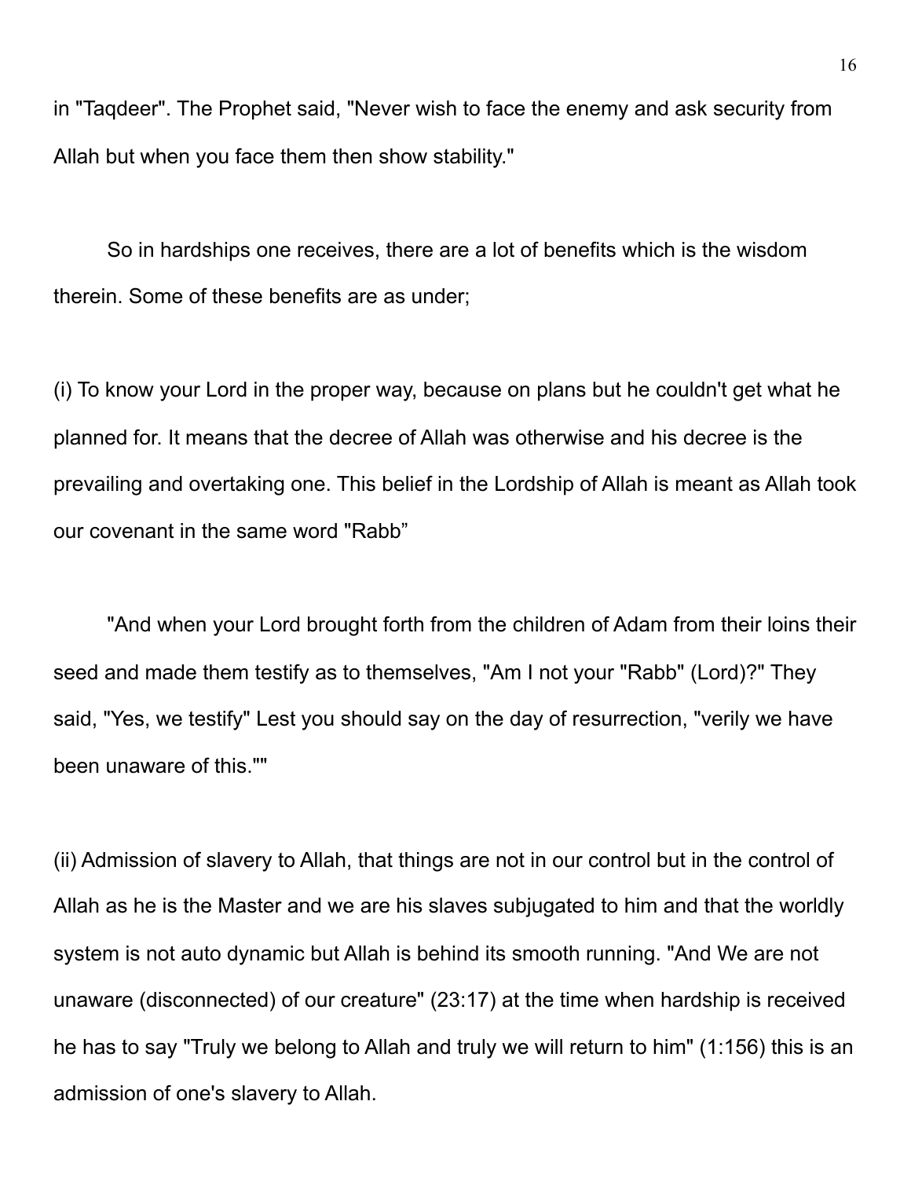in "Taqdeer". The Prophet said, "Never wish to face the enemy and ask security from Allah but when you face them then show stability."

So in hardships one receives, there are a lot of benefits which is the wisdom therein. Some of these benefits are as under;

(i) To know your Lord in the proper way, because on plans but he couldn't get what he planned for. It means that the decree of Allah was otherwise and his decree is the prevailing and overtaking one. This belief in the Lordship of Allah is meant as Allah took our covenant in the same word "Rabb”

"And when your Lord brought forth from the children of Adam from their loins their seed and made them testify as to themselves, "Am I not your "Rabb" (Lord)?" They said, "Yes, we testify" Lest you should say on the day of resurrection, "verily we have been unaware of this.""

(ii) Admission of slavery to Allah, that things are not in our control but in the control of Allah as he is the Master and we are his slaves subjugated to him and that the worldly system is not auto dynamic but Allah is behind its smooth running. "And We are not unaware (disconnected) of our creature" (23:17) at the time when hardship is received he has to say "Truly we belong to Allah and truly we will return to him" (1:156) this is an admission of one's slavery to Allah.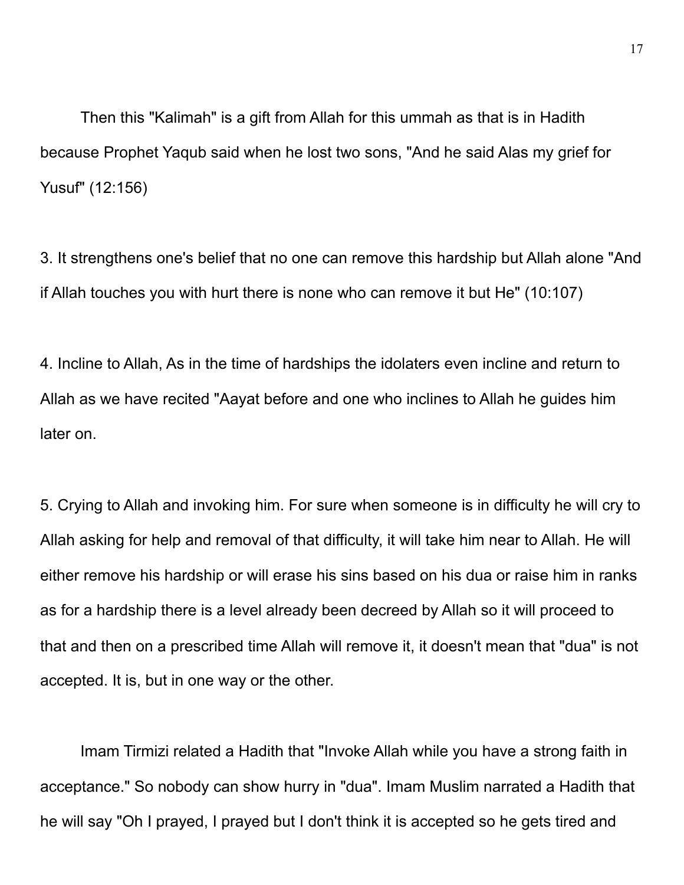Then this "Kalimah" is a gift from Allah for this ummah as that is in Hadith because Prophet Yaqub said when he lost two sons, "And he said Alas my grief for Yusuf" (12:156)

3. It strengthens one's belief that no one can remove this hardship but Allah alone "And if Allah touches you with hurt there is none who can remove it but He" (10:107)

4. Incline to Allah, As in the time of hardships the idolaters even incline and return to Allah as we have recited "Aayat before and one who inclines to Allah he guides him later on.

5. Crying to Allah and invoking him. For sure when someone is in difficulty he will cry to Allah asking for help and removal of that difficulty, it will take him near to Allah. He will either remove his hardship or will erase his sins based on his dua or raise him in ranks as for a hardship there is a level already been decreed by Allah so it will proceed to that and then on a prescribed time Allah will remove it, it doesn't mean that "dua" is not accepted. It is, but in one way or the other.

Imam Tirmizi related a Hadith that "Invoke Allah while you have a strong faith in acceptance." So nobody can show hurry in "dua". Imam Muslim narrated a Hadith that he will say "Oh I prayed, I prayed but I don't think it is accepted so he gets tired and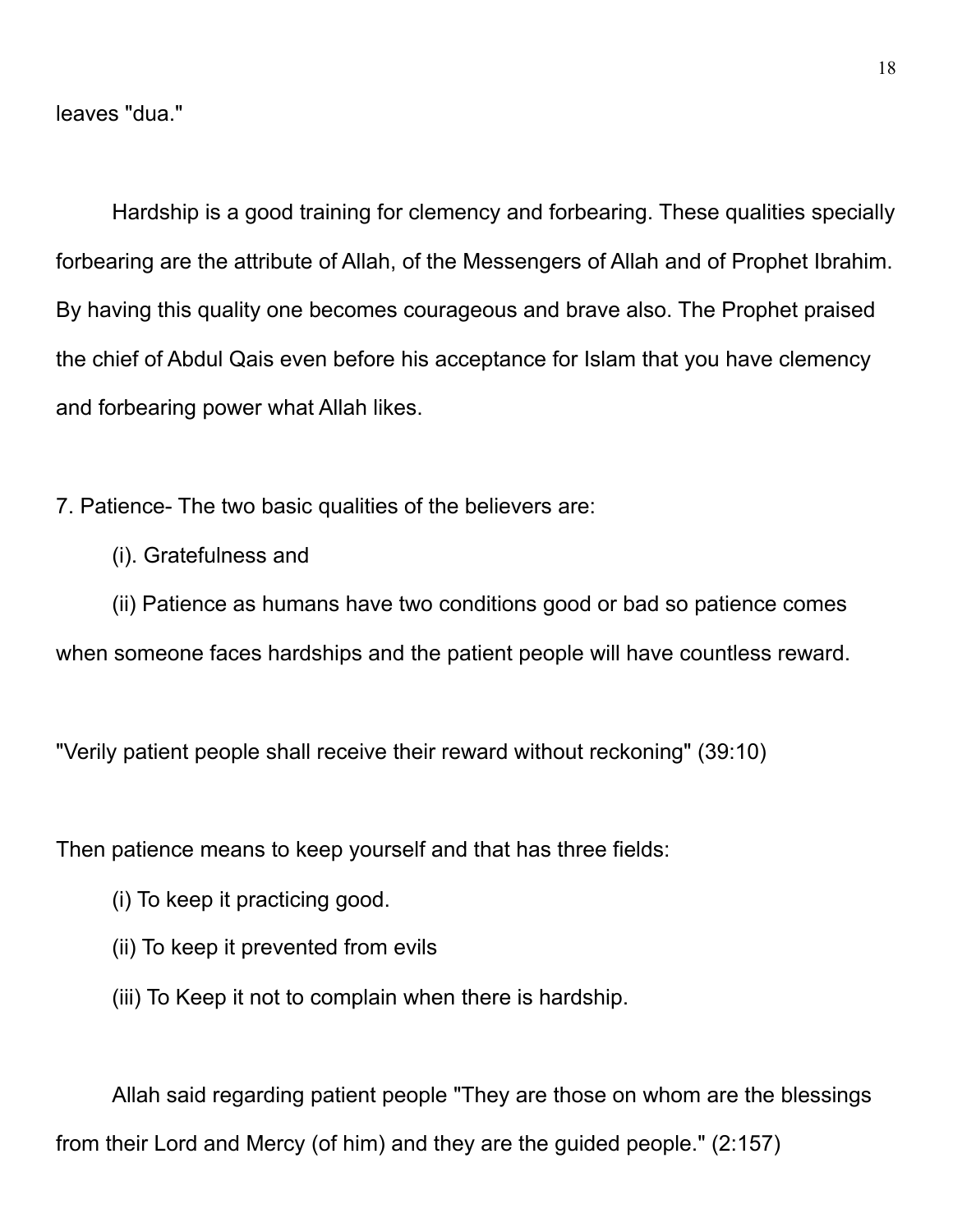leaves "dua."

Hardship is a good training for clemency and forbearing. These qualities specially forbearing are the attribute of Allah, of the Messengers of Allah and of Prophet Ibrahim. By having this quality one becomes courageous and brave also. The Prophet praised the chief of Abdul Qais even before his acceptance for Islam that you have clemency and forbearing power what Allah likes.

7. Patience- The two basic qualities of the believers are:

(i). Gratefulness and

(ii) Patience as humans have two conditions good or bad so patience comes when someone faces hardships and the patient people will have countless reward.

"Verily patient people shall receive their reward without reckoning" (39:10)

Then patience means to keep yourself and that has three fields:

(i) To keep it practicing good.

(ii) To keep it prevented from evils

(iii) To Keep it not to complain when there is hardship.

Allah said regarding patient people "They are those on whom are the blessings from their Lord and Mercy (of him) and they are the guided people." (2:157)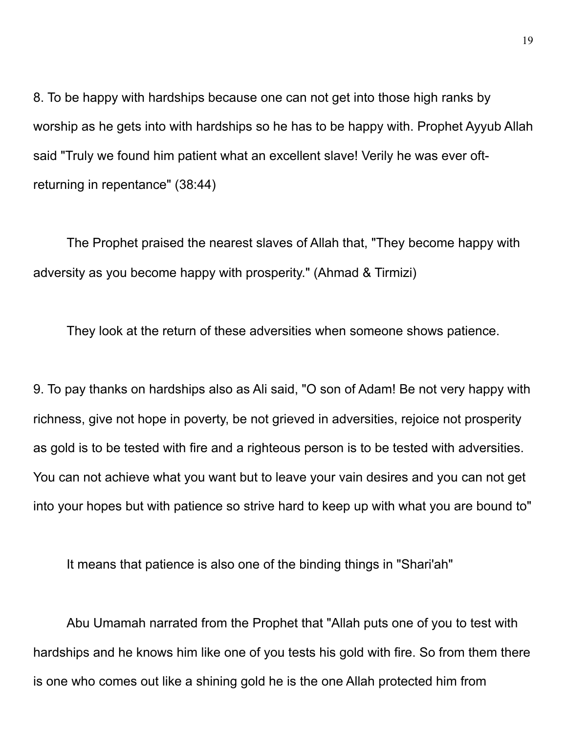8. To be happy with hardships because one can not get into those high ranks by worship as he gets into with hardships so he has to be happy with. Prophet Ayyub Allah said "Truly we found him patient what an excellent slave! Verily he was ever oft-returning in repentance" (38:44)

The Prophet praised the nearest slaves of Allah that, "They become happy with adversity as you become happy with prosperity." (Ahmad & Tirmizi)

They look at the return of these adversities when someone shows patience.

9. To pay thanks on hardships also as Ali said, "O son of Adam! Be not very happy with richness, give not hope in poverty, be not grieved in adversities, rejoice not prosperity as gold is to be tested with fire and a righteous person is to be tested with adversities. You can not achieve what you want but to leave your vain desires and you can not get into your hopes but with patience so strive hard to keep up with what you are bound to"

It means that patience is also one of the binding things in "Shari'ah"

Abu Umamah narrated from the Prophet that "Allah puts one of you to test with hardships and he knows him like one of you tests his gold with fire. So from them there is one who comes out like a shining gold he is the one Allah protected him from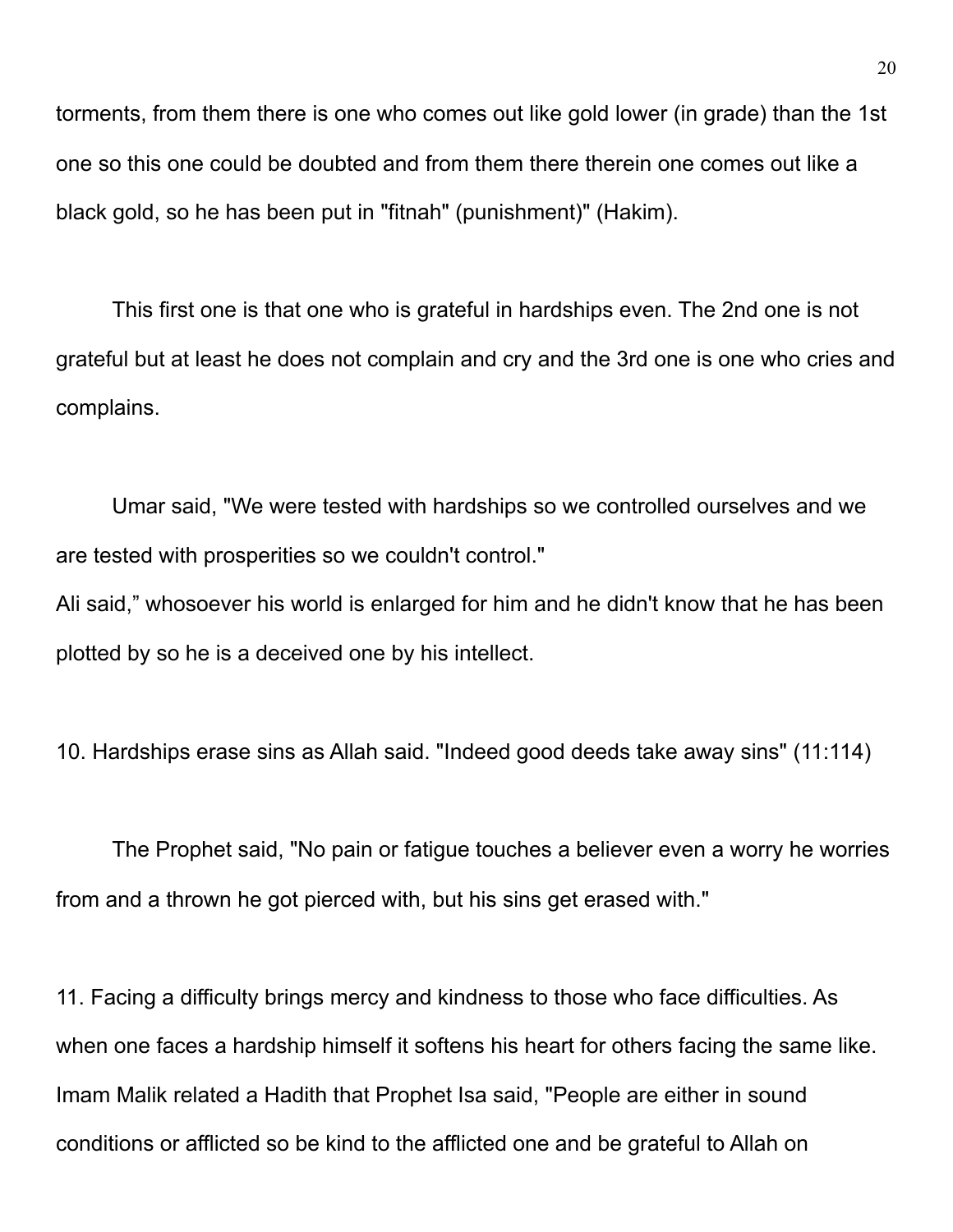torments, from them there is one who comes out like gold lower (in grade) than the 1st one so this one could be doubted and from them there therein one comes out like a black gold, so he has been put in "fitnah" (punishment)" (Hakim).

This first one is that one who is grateful in hardships even. The 2nd one is not grateful but at least he does not complain and cry and the 3rd one is one who cries and complains.

Umar said, "We were tested with hardships so we controlled ourselves and we are tested with prosperities so we couldn't control."
Ali said," whosoever his world is enlarged for him and he didn't know that he has been plotted by so he is a deceived one by his intellect.

10. Hardships erase sins as Allah said. "Indeed good deeds take away sins" (11:114)

The Prophet said, "No pain or fatigue touches a believer even a worry he worries from and a thrown he got pierced with, but his sins get erased with."

11. Facing a difficulty brings mercy and kindness to those who face difficulties. As when one faces a hardship himself it softens his heart for others facing the same like. Imam Malik related a Hadith that Prophet Isa said, "People are either in sound conditions or afflicted so be kind to the afflicted one and be grateful to Allah on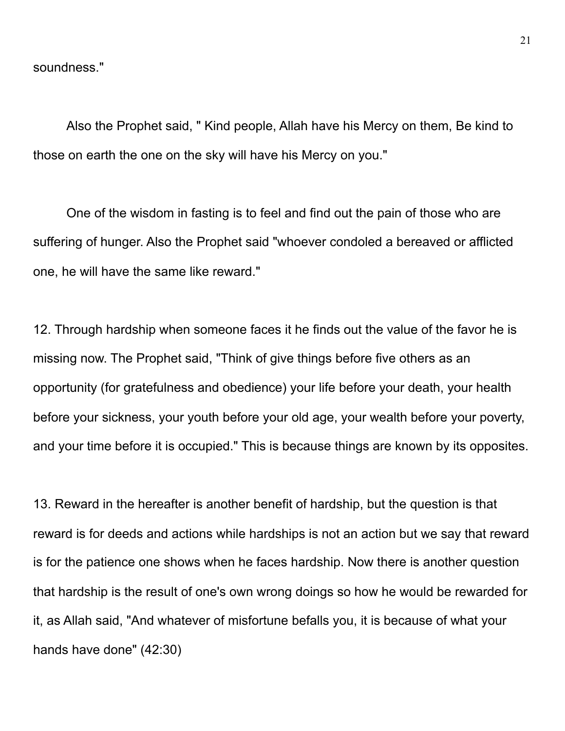soundness."

Also the Prophet said, " Kind people, Allah have his Mercy on them, Be kind to those on earth the one on the sky will have his Mercy on you."

One of the wisdom in fasting is to feel and find out the pain of those who are suffering of hunger. Also the Prophet said "whoever condoled a bereaved or afflicted one, he will have the same like reward."

12. Through hardship when someone faces it he finds out the value of the favor he is missing now. The Prophet said, "Think of give things before five others as an opportunity (for gratefulness and obedience) your life before your death, your health before your sickness, your youth before your old age, your wealth before your poverty, and your time before it is occupied." This is because things are known by its opposites.

13. Reward in the hereafter is another benefit of hardship, but the question is that reward is for deeds and actions while hardships is not an action but we say that reward is for the patience one shows when he faces hardship. Now there is another question that hardship is the result of one's own wrong doings so how he would be rewarded for it, as Allah said, "And whatever of misfortune befalls you, it is because of what your hands have done" (42:30)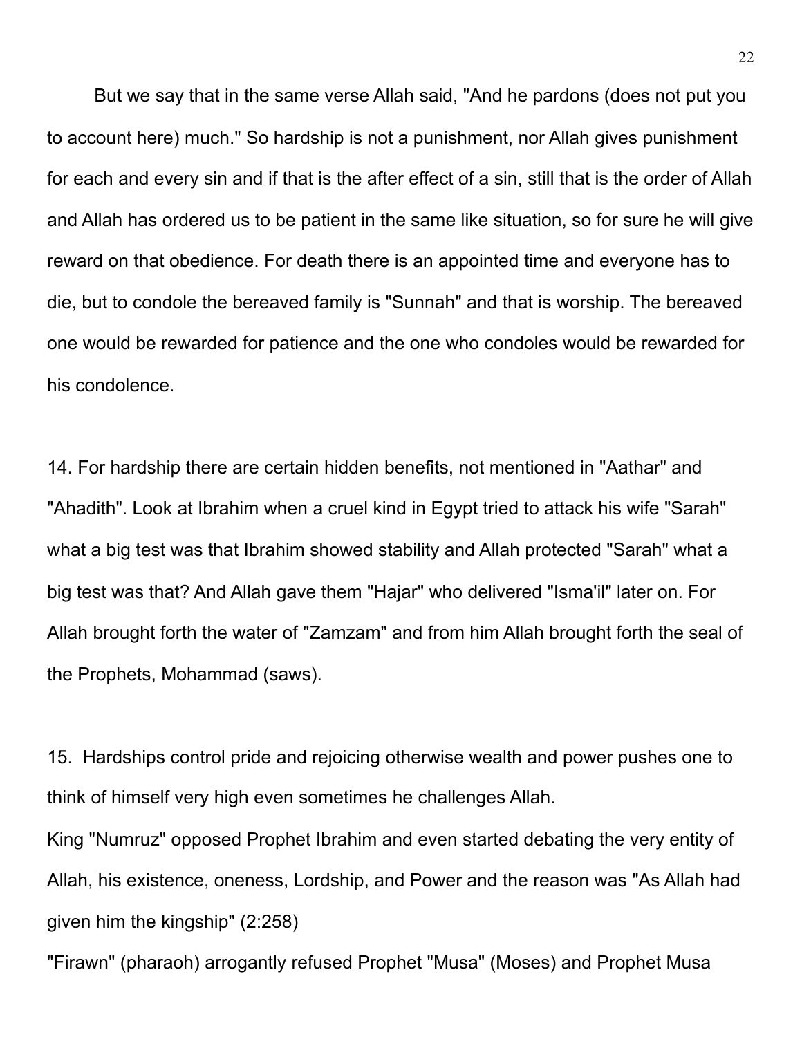But we say that in the same verse Allah said, "And he pardons (does not put you to account here) much." So hardship is not a punishment, nor Allah gives punishment for each and every sin and if that is the after effect of a sin, still that is the order of Allah and Allah has ordered us to be patient in the same like situation, so for sure he will give reward on that obedience. For death there is an appointed time and everyone has to die, but to condole the bereaved family is "Sunnah" and that is worship. The bereaved one would be rewarded for patience and the one who condoles would be rewarded for his condolence.

14. For hardship there are certain hidden benefits, not mentioned in "Aathar" and "Ahadith". Look at Ibrahim when a cruel kind in Egypt tried to attack his wife "Sarah" what a big test was that Ibrahim showed stability and Allah protected "Sarah" what a big test was that? And Allah gave them "Hajar" who delivered "Isma'il" later on. For Allah brought forth the water of "Zamzam" and from him Allah brought forth the seal of the Prophets, Mohammad (saws).

15. Hardships control pride and rejoicing otherwise wealth and power pushes one to think of himself very high even sometimes he challenges Allah.

King "Numruz" opposed Prophet Ibrahim and even started debating the very entity of Allah, his existence, oneness, Lordship, and Power and the reason was "As Allah had given him the kingship" (2:258)

"Firawn" (pharaoh) arrogantly refused Prophet "Musa" (Moses) and Prophet Musa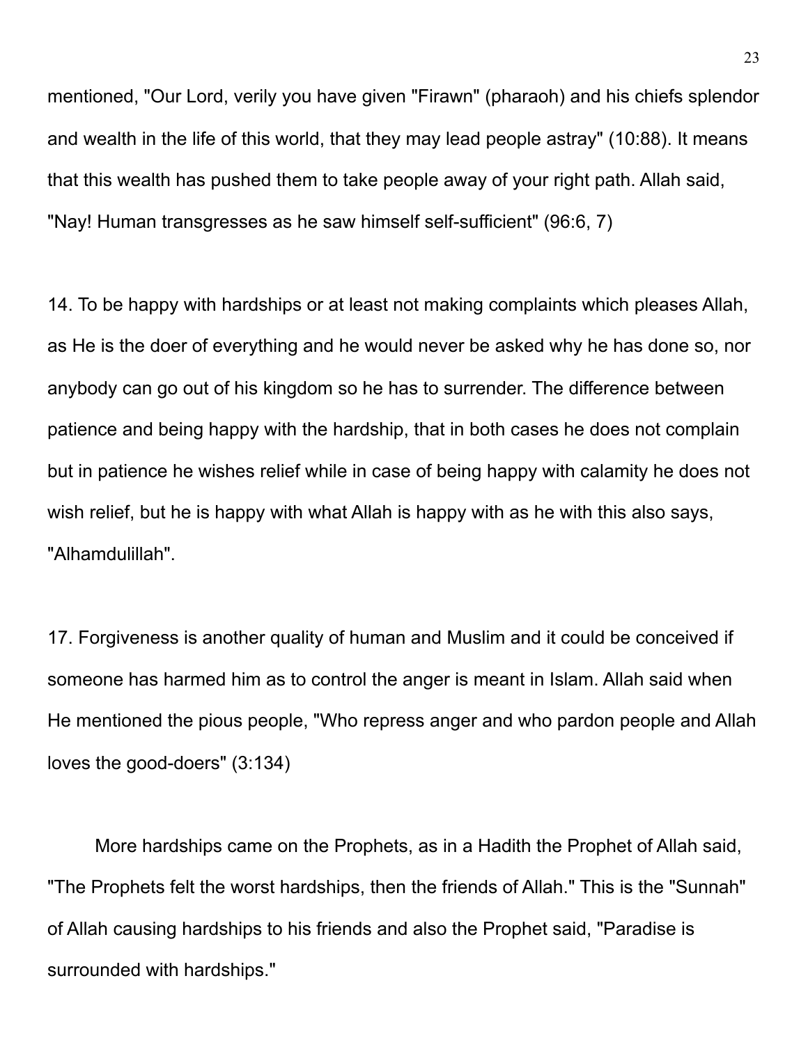mentioned, "Our Lord, verily you have given "Firawn" (pharaoh) and his chiefs splendor and wealth in the life of this world, that they may lead people astray" (10:88). It means that this wealth has pushed them to take people away of your right path. Allah said, "Nay! Human transgresses as he saw himself self-sufficient" (96:6, 7)

14. To be happy with hardships or at least not making complaints which pleases Allah, as He is the doer of everything and he would never be asked why he has done so, nor anybody can go out of his kingdom so he has to surrender. The difference between patience and being happy with the hardship, that in both cases he does not complain but in patience he wishes relief while in case of being happy with calamity he does not wish relief, but he is happy with what Allah is happy with as he with this also says, "Alhamdulillah".

17. Forgiveness is another quality of human and Muslim and it could be conceived if someone has harmed him as to control the anger is meant in Islam. Allah said when He mentioned the pious people, "Who repress anger and who pardon people and Allah loves the good-doers" (3:134)

More hardships came on the Prophets, as in a Hadith the Prophet of Allah said, "The Prophets felt the worst hardships, then the friends of Allah." This is the "Sunnah" of Allah causing hardships to his friends and also the Prophet said, "Paradise is surrounded with hardships."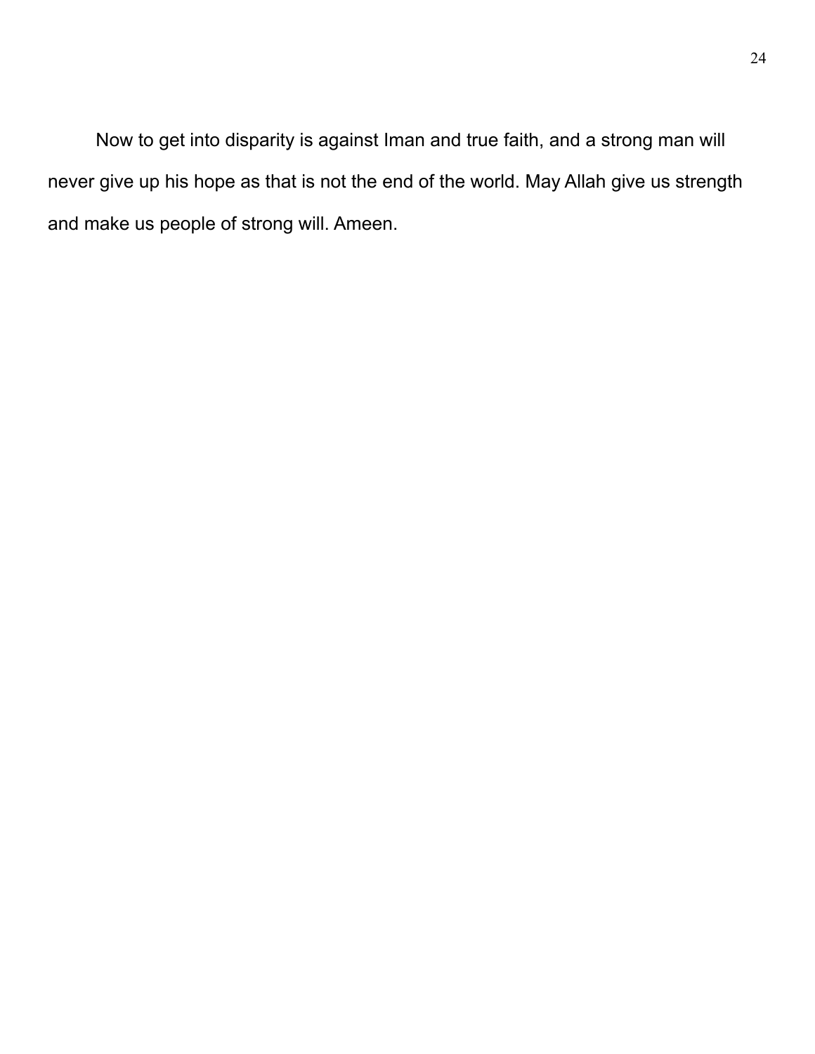Now to get into disparity is against Iman and true faith, and a strong man will never give up his hope as that is not the end of the world. May Allah give us strength and make us people of strong will. Ameen.